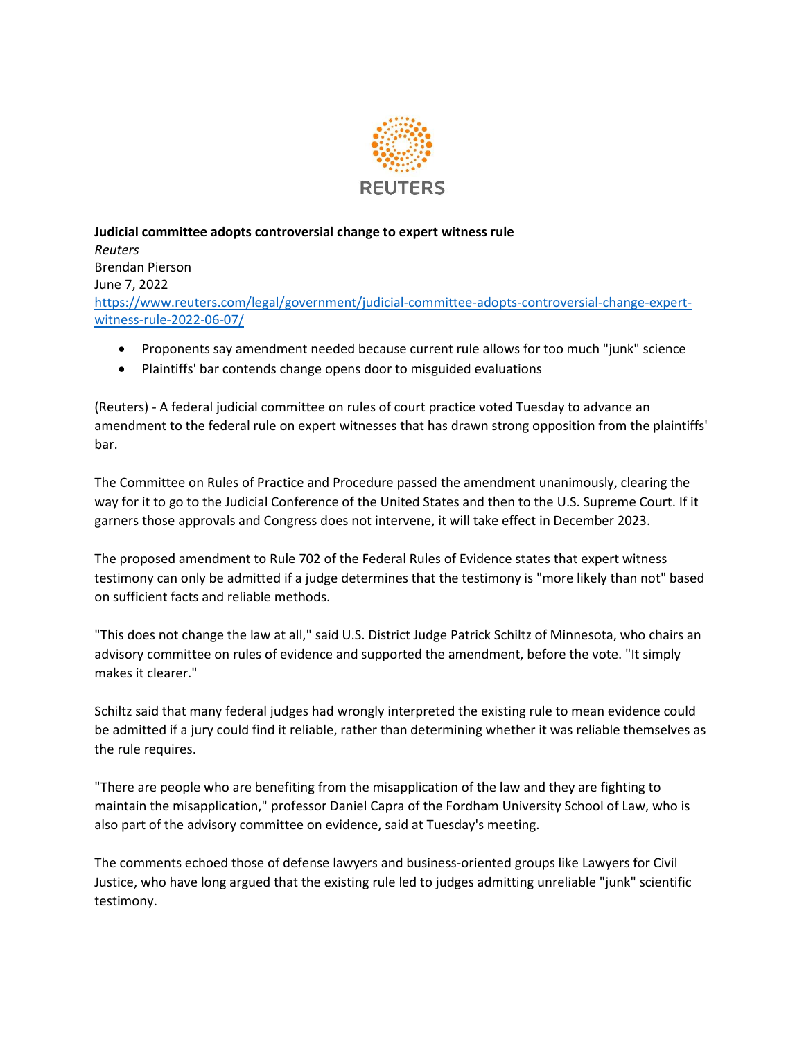**Judicial committee adopts controversial change to expert witness rule**
*Reuters*
Brendan Pierson
June 7, 2022
[https://www.reuters.com/legal/government/judicial-committee-adopts-controversial-change-expert-witness-rule-2022-06-07/](https://www.reuters.com/legal/government/judicial-committee-adopts-controversial-change-expert-witness-rule-2022-06-07/)

- Proponents say amendment needed because current rule allows for too much "junk" science
- Plaintiffs' bar contends change opens door to misguided evaluations

(Reuters) - A federal judicial committee on rules of court practice voted Tuesday to advance an amendment to the federal rule on expert witnesses that has drawn strong opposition from the plaintiffs' bar.

The Committee on Rules of Practice and Procedure passed the amendment unanimously, clearing the way for it to go to the Judicial Conference of the United States and then to the U.S. Supreme Court. If it garners those approvals and Congress does not intervene, it will take effect in December 2023.

The proposed amendment to Rule 702 of the Federal Rules of Evidence states that expert witness testimony can only be admitted if a judge determines that the testimony is "more likely than not" based on sufficient facts and reliable methods.

"This does not change the law at all," said U.S. District Judge Patrick Schiltz of Minnesota, who chairs an advisory committee on rules of evidence and supported the amendment, before the vote. "It simply makes it clearer."

Schiltz said that many federal judges had wrongly interpreted the existing rule to mean evidence could be admitted if a jury could find it reliable, rather than determining whether it was reliable themselves as the rule requires.

"There are people who are benefiting from the misapplication of the law and they are fighting to maintain the misapplication," professor Daniel Capra of the Fordham University School of Law, who is also part of the advisory committee on evidence, said at Tuesday's meeting.

The comments echoed those of defense lawyers and business-oriented groups like Lawyers for Civil Justice, who have long argued that the existing rule led to judges admitting unreliable "junk" scientific testimony.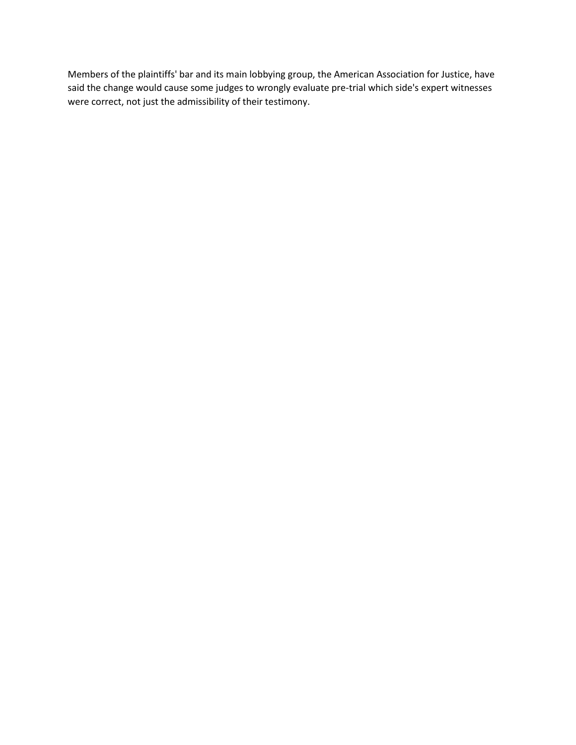Members of the plaintiffs' bar and its main lobbying group, the American Association for Justice, have said the change would cause some judges to wrongly evaluate pre-trial which side's expert witnesses were correct, not just the admissibility of their testimony.